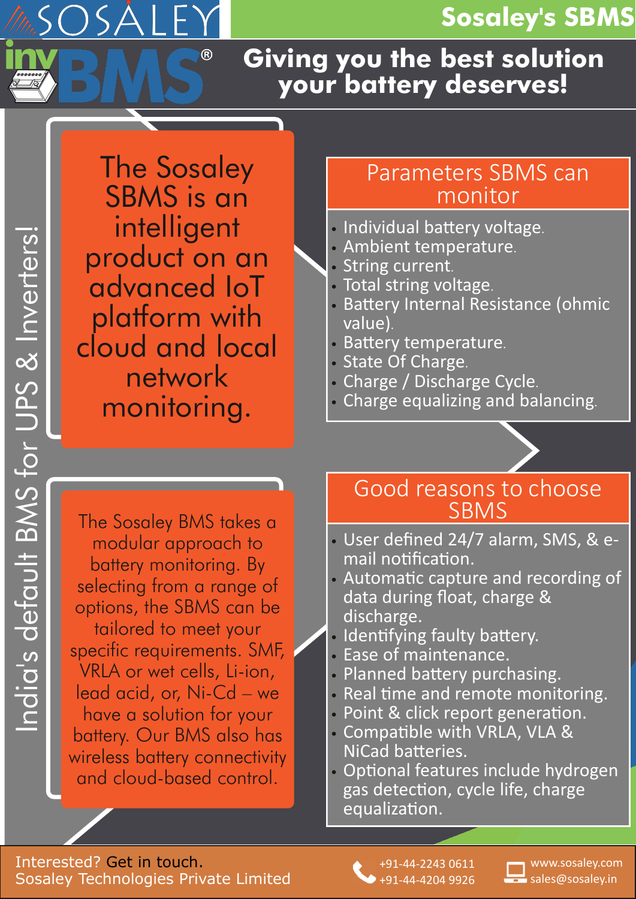# SOSALEY

# invBMS®

## Sosaley's SBMS

## Giving you the best solution your battery deserves!

India's default BMS for UPS & Inverters!

The Sosaley SBMS is an intelligent product on an advanced IoT platform with cloud and local network monitoring.

### Parameters SBMS can monitor

- Individual battery voltage.
- Ambient temperature.
- String current.
- Total string voltage.
- Battery Internal Resistance (ohmic value).
- Battery temperature.
- State Of Charge.
- Charge / Discharge Cycle.
- Charge equalizing and balancing.

The Sosaley BMS takes a modular approach to battery monitoring. By selecting from a range of options, the SBMS can be tailored to meet your specific requirements. SMF, VRLA or wet cells, Li-ion, lead acid, or, Ni-Cd – we have a solution for your battery. Our BMS also has wireless battery connectivity and cloud-based control.

### Good reasons to choose SBMS

- User defined 24/7 alarm, SMS, & e-mail notification.
- Automatic capture and recording of data during float, charge & discharge.
- Identifying faulty battery.
- Ease of maintenance.
- Planned battery purchasing.
- Real time and remote monitoring.
- Point & click report generation.
- Compatible with VRLA, VLA & NiCad batteries.
- Optional features include hydrogen gas detection, cycle life, charge equalization.

Interested? Get in touch.
Sosaley Technologies Private Limited

+91-44-2243 0611
+91-44-4204 9926

www.sosaley.com
sales@sosaley.in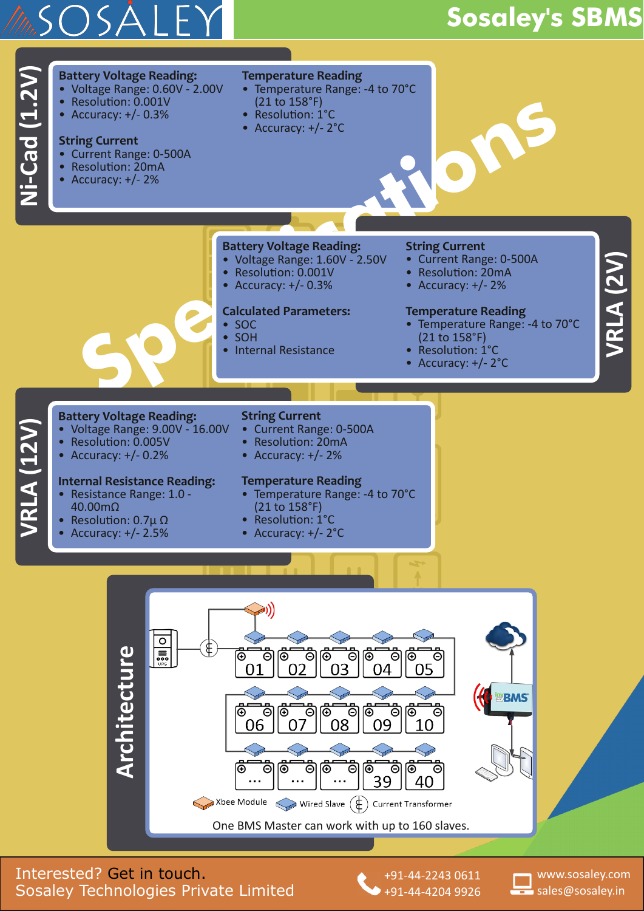# Sosaley's SBMS

## Specifications

### Ni-Cad (1.2V)

**Battery Voltage Reading:**
- Voltage Range: 0.60V - 2.00V
- Resolution: 0.001V
- Accuracy: +/- 0.3%

**String Current**
- Current Range: 0-500A
- Resolution: 20mA
- Accuracy: +/- 2%

**Temperature Reading**
- Temperature Range: -4 to 70°C (21 to 158°F)
- Resolution: 1°C
- Accuracy: +/- 2°C

### VRLA (2V)

**Battery Voltage Reading:**
- Voltage Range: 1.60V - 2.50V
- Resolution: 0.001V
- Accuracy: +/- 0.3%

**Calculated Parameters:**
- SOC
- SOH
- Internal Resistance

**String Current**
- Current Range: 0-500A
- Resolution: 20mA
- Accuracy: +/- 2%

**Temperature Reading**
- Temperature Range: -4 to 70°C (21 to 158°F)
- Resolution: 1°C
- Accuracy: +/- 2°C

### VRLA (12V)

**Battery Voltage Reading:**
- Voltage Range: 9.00V - 16.00V
- Resolution: 0.005V
- Accuracy: +/- 0.2%

**Internal Resistance Reading:**
- Resistance Range: 1.0 - 40.00mΩ
- Resolution: 0.7µ Ω
- Accuracy: +/- 2.5%

**String Current**
- Current Range: 0-500A
- Resolution: 20mA
- Accuracy: +/- 2%

**Temperature Reading**
- Temperature Range: -4 to 70°C (21 to 158°F)
- Resolution: 1°C
- Accuracy: +/- 2°C

## Architecture

UPS

01 02 03 04 05

06 07 08 09 10

... ... ... 39 40

myBMS

Xbee Module  Wired Slave  Current Transformer

One BMS Master can work with up to 160 slaves.

---

Interested? Get in touch.
Sosaley Technologies Private Limited

+91-44-2243 0611
+91-44-4204 9926

www.sosaley.com
sales@sosaley.in